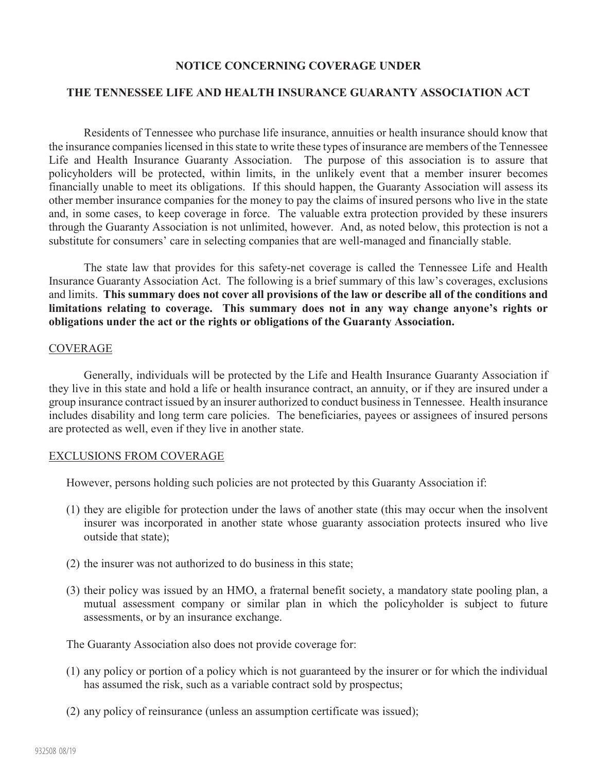## NOTICE CONCERNING COVERAGE UNDER

## THE TENNESSEE LIFE AND HEALTH INSURANCE GUARANTY ASSOCIATION ACT

Residents of Tennessee who purchase life insurance, annuities or health insurance should know that the insurance companies licensed in this state to write these types of insurance are members of the Tennessee Life and Health Insurance Guaranty Association. The purpose of this association is to assure that policyholders will be protected, within limits, in the unlikely event that a member insurer becomes financially unable to meet its obligations. If this should happen, the Guaranty Association will assess its other member insurance companies for the money to pay the claims of insured persons who live in the state and, in some cases, to keep coverage in force. The valuable extra protection provided by these insurers through the Guaranty Association is not unlimited, however. And, as noted below, this protection is not a substitute for consumers' care in selecting companies that are well-managed and financially stable.

The state law that provides for this safety-net coverage is called the Tennessee Life and Health Insurance Guaranty Association Act. The following is a brief summary of this law's coverages, exclusions and limits. **This summary does not cover all provisions of the law or describe all of the conditions and limitations relating to coverage. This summary does not in any way change anyone's rights or obligations under the act or the rights or obligations of the Guaranty Association.**

### COVERAGE

Generally, individuals will be protected by the Life and Health Insurance Guaranty Association if they live in this state and hold a life or health insurance contract, an annuity, or if they are insured under a group insurance contract issued by an insurer authorized to conduct business in Tennessee. Health insurance includes disability and long term care policies. The beneficiaries, payees or assignees of insured persons are protected as well, even if they live in another state.

### EXCLUSIONS FROM COVERAGE

However, persons holding such policies are not protected by this Guaranty Association if:

(1) they are eligible for protection under the laws of another state (this may occur when the insolvent insurer was incorporated in another state whose guaranty association protects insured who live outside that state);

(2) the insurer was not authorized to do business in this state;

(3) their policy was issued by an HMO, a fraternal benefit society, a mandatory state pooling plan, a mutual assessment company or similar plan in which the policyholder is subject to future assessments, or by an insurance exchange.

The Guaranty Association also does not provide coverage for:

(1) any policy or portion of a policy which is not guaranteed by the insurer or for which the individual has assumed the risk, such as a variable contract sold by prospectus;

(2) any policy of reinsurance (unless an assumption certificate was issued);

932508 08/19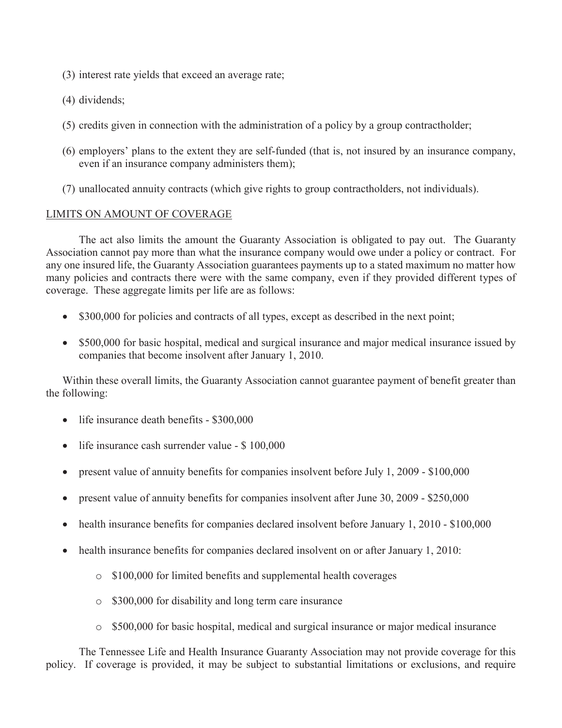(3) interest rate yields that exceed an average rate;

(4) dividends;

(5) credits given in connection with the administration of a policy by a group contractholder;

(6) employers' plans to the extent they are self-funded (that is, not insured by an insurance company, even if an insurance company administers them);

(7) unallocated annuity contracts (which give rights to group contractholders, not individuals).

LIMITS ON AMOUNT OF COVERAGE

The act also limits the amount the Guaranty Association is obligated to pay out. The Guaranty Association cannot pay more than what the insurance company would owe under a policy or contract. For any one insured life, the Guaranty Association guarantees payments up to a stated maximum no matter how many policies and contracts there were with the same company, even if they provided different types of coverage. These aggregate limits per life are as follows:

- $300,000 for policies and contracts of all types, except as described in the next point;
- $500,000 for basic hospital, medical and surgical insurance and major medical insurance issued by companies that become insolvent after January 1, 2010.

Within these overall limits, the Guaranty Association cannot guarantee payment of benefit greater than the following:

- life insurance death benefits - $300,000
- life insurance cash surrender value - $ 100,000
- present value of annuity benefits for companies insolvent before July 1, 2009 - $100,000
- present value of annuity benefits for companies insolvent after June 30, 2009 - $250,000
- health insurance benefits for companies declared insolvent before January 1, 2010 - $100,000
- health insurance benefits for companies declared insolvent on or after January 1, 2010:
  - $100,000 for limited benefits and supplemental health coverages
  - $300,000 for disability and long term care insurance
  - $500,000 for basic hospital, medical and surgical insurance or major medical insurance

The Tennessee Life and Health Insurance Guaranty Association may not provide coverage for this policy. If coverage is provided, it may be subject to substantial limitations or exclusions, and require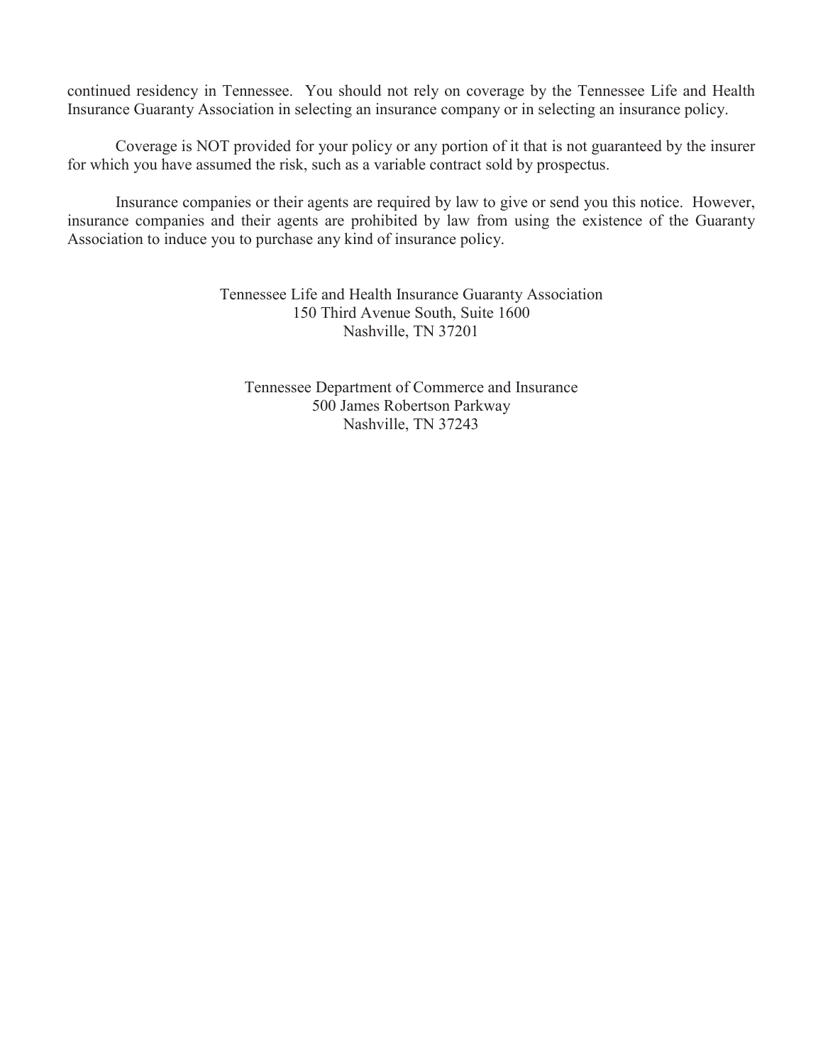continued residency in Tennessee. You should not rely on coverage by the Tennessee Life and Health Insurance Guaranty Association in selecting an insurance company or in selecting an insurance policy.

Coverage is NOT provided for your policy or any portion of it that is not guaranteed by the insurer for which you have assumed the risk, such as a variable contract sold by prospectus.

Insurance companies or their agents are required by law to give or send you this notice. However, insurance companies and their agents are prohibited by law from using the existence of the Guaranty Association to induce you to purchase any kind of insurance policy.

Tennessee Life and Health Insurance Guaranty Association
150 Third Avenue South, Suite 1600
Nashville, TN 37201

Tennessee Department of Commerce and Insurance
500 James Robertson Parkway
Nashville, TN 37243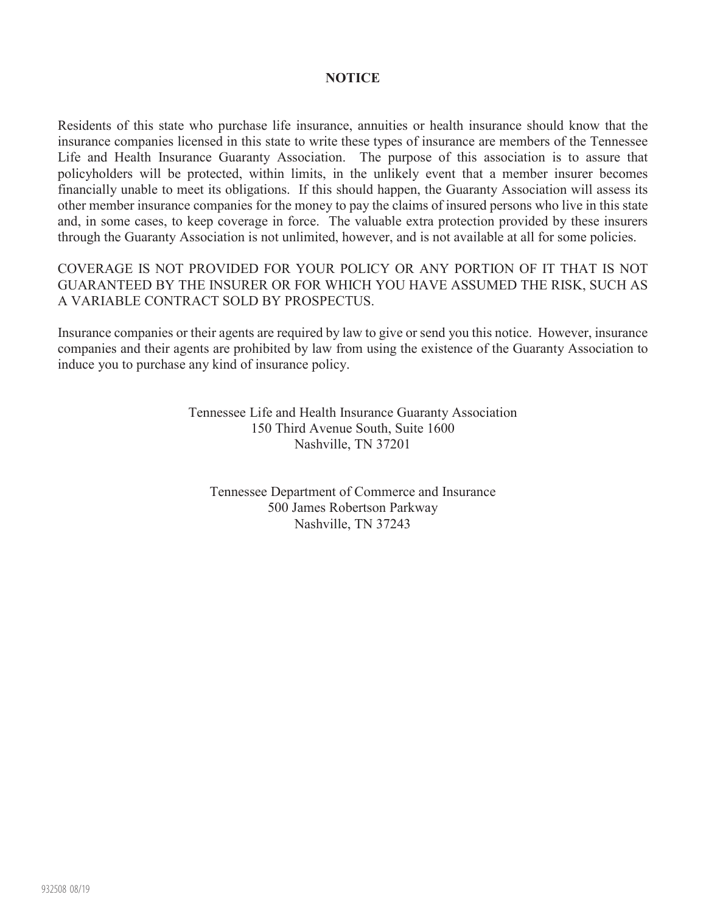**NOTICE**

Residents of this state who purchase life insurance, annuities or health insurance should know that the insurance companies licensed in this state to write these types of insurance are members of the Tennessee Life and Health Insurance Guaranty Association. The purpose of this association is to assure that policyholders will be protected, within limits, in the unlikely event that a member insurer becomes financially unable to meet its obligations. If this should happen, the Guaranty Association will assess its other member insurance companies for the money to pay the claims of insured persons who live in this state and, in some cases, to keep coverage in force. The valuable extra protection provided by these insurers through the Guaranty Association is not unlimited, however, and is not available at all for some policies.

COVERAGE IS NOT PROVIDED FOR YOUR POLICY OR ANY PORTION OF IT THAT IS NOT GUARANTEED BY THE INSURER OR FOR WHICH YOU HAVE ASSUMED THE RISK, SUCH AS A VARIABLE CONTRACT SOLD BY PROSPECTUS.

Insurance companies or their agents are required by law to give or send you this notice. However, insurance companies and their agents are prohibited by law from using the existence of the Guaranty Association to induce you to purchase any kind of insurance policy.

Tennessee Life and Health Insurance Guaranty Association
150 Third Avenue South, Suite 1600
Nashville, TN 37201

Tennessee Department of Commerce and Insurance
500 James Robertson Parkway
Nashville, TN 37243

932508 08/19